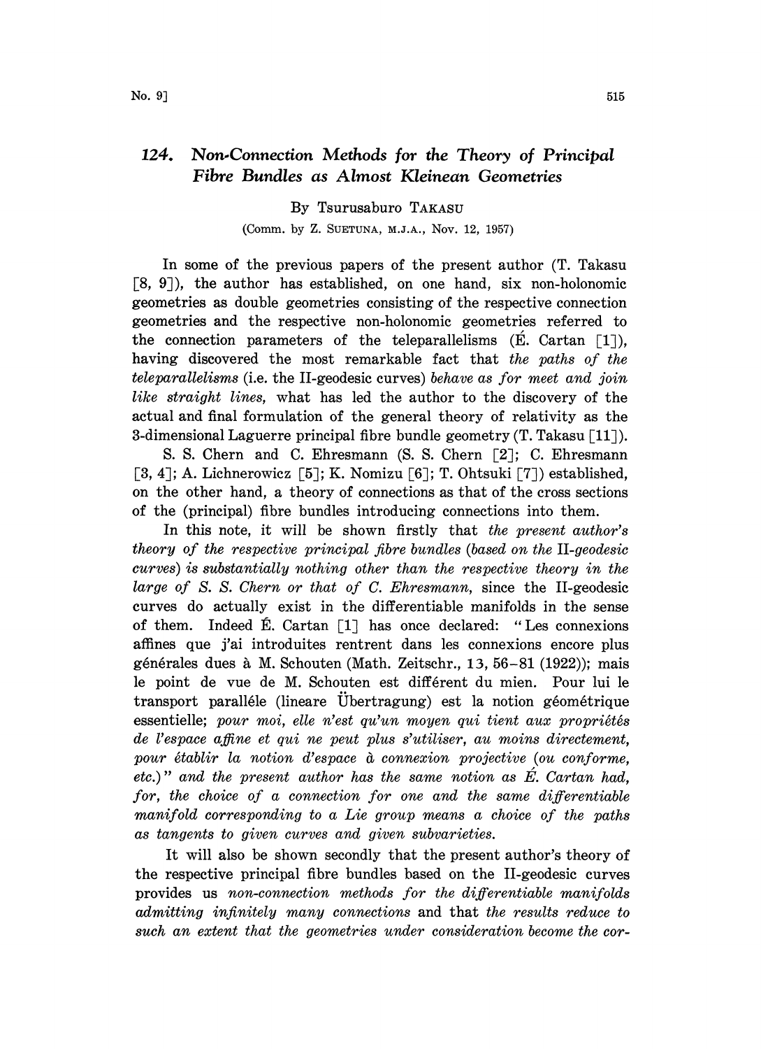# 124. *Non-Connection Methods for the Theory of Principal Fibre Bundles as Almost Kleinean Geometries*

By Tsurusaburo TAKASU

(Comm. by Z. SUETUNA, M.J.A., Nov. 12, 1957)

In some of the previous papers of the present author (T. Takasu [8, 9]), the author has established, on one hand, six non-holonomic geometries as double geometries consisting of the respective connection geometries and the respective non-holonomic geometries referred to the connection parameters of the teleparallelisms (É. Cartan [1]), having discovered the most remarkable fact that *the paths of the teleparallelisms* (i.e. the II-geodesic curves) *behave as for meet and join like straight lines*, what has led the author to the discovery of the actual and final formulation of the general theory of relativity as the 3-dimensional Laguerre principal fibre bundle geometry (T. Takasu [11]).

S. S. Chern and C. Ehresmann (S. S. Chern [2]; C. Ehresmann [3, 4]; A. Lichnerowicz [5]; K. Nomizu [6]; T. Ohtsuki [7]) established, on the other hand, a theory of connections as that of the cross sections of the (principal) fibre bundles introducing connections into them.

In this note, it will be shown firstly that *the present author's theory of the respective principal fibre bundles (based on the* II*-geodesic curves) is substantially nothing other than the respective theory in the large of S. S. Chern or that of C. Ehresmann*, since the II-geodesic curves do actually exist in the differentiable manifolds in the sense of them. Indeed É. Cartan [1] has once declared: "Les connexions affines que j'ai introduites rentrent dans les connexions encore plus générales dues à M. Schouten (Math. Zeitschr., 13, 56–81 (1922)); mais le point de vue de M. Schouten est différent du mien. Pour lui le transport paralléle (lineare Übertragung) est la notion géométrique essentielle; *pour moi, elle n'est qu'un moyen qui tient aux propriétés de l'espace affine et qui ne peut plus s'utiliser, au moins directement, pour établir la notion d'espace à connexion projective (ou conforme, etc.)*" *and the present author has the same notion as É. Cartan had, for, the choice of a connection for one and the same differentiable manifold corresponding to a Lie group means a choice of the paths as tangents to given curves and given subvarieties.*

It will also be shown secondly that the present author's theory of the respective principal fibre bundles based on the II-geodesic curves provides us *non-connection methods for the differentiable manifolds admitting infinitely many connections* and that *the results reduce to such an extent that the geometries under consideration become the cor-*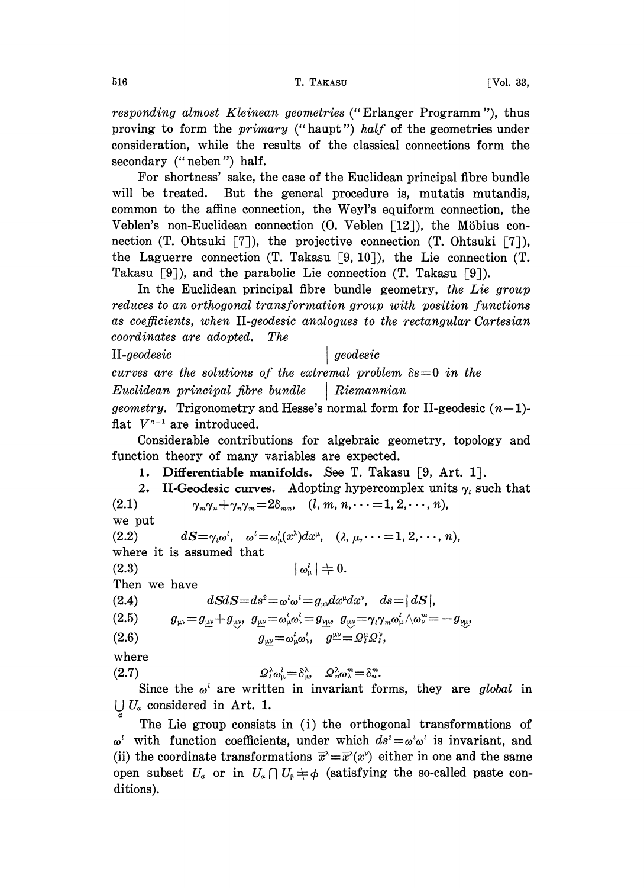*responding almost Kleinean geometries* ("Erlanger Programm"), thus proving to form the *primary* ("haupt") *half* of the geometries under consideration, while the results of the classical connections form the secondary ("neben") half.

For shortness' sake, the case of the Euclidean principal fibre bundle will be treated. But the general procedure is, mutatis mutandis, common to the affine connection, the Weyl's equiform connection, the Veblen's non-Euclidean connection (O. Veblen [12]), the Möbius connection (T. Ohtsuki [7]), the projective connection (T. Ohtsuki [7]), the Laguerre connection (T. Takasu [9, 10]), the Lie connection (T. Takasu [9]), and the parabolic Lie connection (T. Takasu [9]).

In the Euclidean principal fibre bundle geometry, *the Lie group reduces to an orthogonal transformation group with position functions as coefficients, when* II-*geodesic analogues to the rectangular Cartesian coordinates are adopted. The*

II-*geodesic* | *geodesic*

*curves are the solutions of the extremal problem* $\delta s=0$ *in the*

*Euclidean principal fibre bundle* | *Riemannian*

*geometry*. Trigonometry and Hesse's normal form for II-geodesic $(n-1)$-flat $V^{n-1}$ are introduced.

Considerable contributions for algebraic geometry, topology and function theory of many variables are expected.

**1. Differentiable manifolds.** See T. Takasu [9, Art. 1].

**2. II-Geodesic curves.** Adopting hypercomplex units $\gamma_l$ such that

$$\gamma_m\gamma_n+\gamma_n\gamma_m=2\delta_{mn}, \quad (l, m, n, \cdots=1, 2, \cdots, n), \tag{2.1}$$

we put

$$dS=\gamma_l\omega^l, \quad \omega^l=\omega^l_\mu(x^\lambda)dx^\mu, \quad (\lambda, \mu, \cdots=1, 2, \cdots, n), \tag{2.2}$$

where it is assumed that

$$|\omega^l_\mu| \neq 0. \tag{2.3}$$

Then we have

$$dSdS=ds^2=\omega^l\omega^l=g_{\mu\nu}dx^\mu dx^\nu, \quad ds=|dS|, \tag{2.4}$$

$$g_{\mu\nu}=g_{\underline{\mu\nu}}+g_{\underset{\smile}{\mu\nu}}, \;\; g_{\underline{\mu\nu}}=\omega^l_\mu\omega^l_\nu=g_{\underline{\nu\mu}}, \;\; g_{\underset{\smile}{\mu\nu}}=\gamma_l\gamma_m\omega^l_\mu\wedge\omega^m_\nu=-g_{\underset{\smile}{\nu\mu}}, \tag{2.5}$$

$$g_{\underline{\mu\nu}}=\omega^l_\mu\omega^l_\nu, \quad g^{\underline{\mu\nu}}=\Omega^\mu_l\Omega^\nu_l, \tag{2.6}$$

where

$$\Omega^\lambda_l\omega^l_\mu=\delta^\lambda_\mu, \quad \Omega^\lambda_n\omega^m_\lambda=\delta^m_n. \tag{2.7}$$

Since the $\omega^l$ are written in invariant forms, they are *global* in $\bigcup_\alpha U_\alpha$ considered in Art. 1.

The Lie group consists in (i) the orthogonal transformations of $\omega^l$ with function coefficients, under which $ds^2=\omega^l\omega^l$ is invariant, and (ii) the coordinate transformations $\bar{x}^\lambda=\bar{x}^\lambda(x^\nu)$ either in one and the same open subset $U_\alpha$ or in $U_\alpha \cap U_\beta \neq \phi$ (satisfying the so-called paste conditions).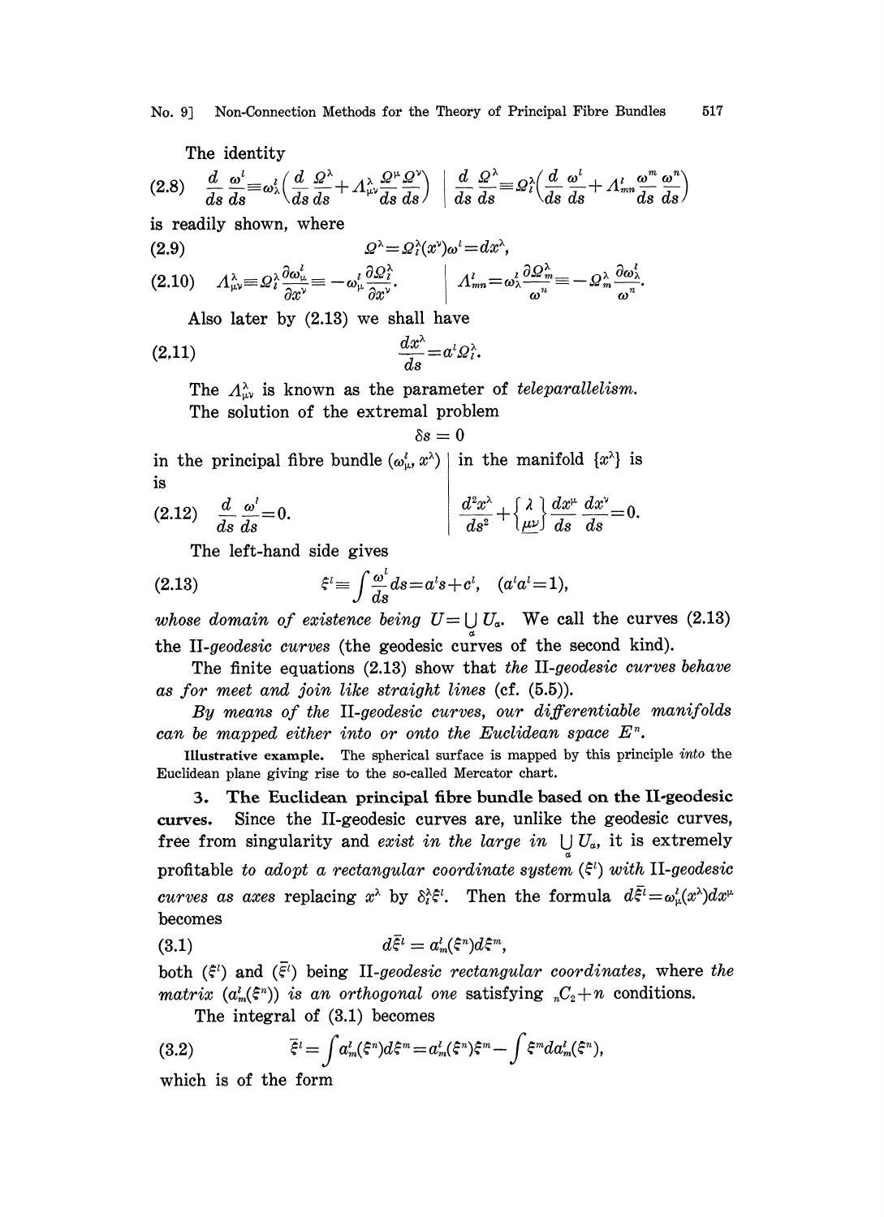The identity

$$\text{(2.8)}\quad \frac{d}{ds}\frac{\omega^l}{ds} \equiv \omega^l_\lambda\left(\frac{d}{ds}\frac{\Omega^\lambda}{ds} + \Lambda^\lambda_{\mu\nu}\frac{\Omega^\mu}{ds}\frac{\Omega^\nu}{ds}\right) \quad \Bigg| \quad \frac{d}{ds}\frac{\Omega^\lambda}{ds} \equiv \Omega^\lambda_l\left(\frac{d}{ds}\frac{\omega^l}{ds} + \Lambda^l_{mn}\frac{\omega^m}{ds}\frac{\omega^n}{ds}\right)$$

is readily shown, where

$$\text{(2.9)}\qquad \Omega^\lambda = \Omega^\lambda_l(x^\nu)\omega^l = dx^\lambda,$$

$$\text{(2.10)}\quad \Lambda^\lambda_{\mu\nu} \equiv \Omega^\lambda_l \frac{\partial \omega^l_\mu}{\partial x^\nu} \equiv -\omega^l_\mu \frac{\partial \Omega^\lambda_l}{\partial x^\nu}. \quad \Bigg| \quad \Lambda^l_{mn} = \omega^l_\lambda \frac{\partial \Omega^\lambda_m}{\omega^n} \equiv -\Omega^\lambda_m \frac{\partial \omega^l_\lambda}{\omega^n}.$$

Also later by (2.13) we shall have

$$\text{(2.11)}\qquad \frac{dx^\lambda}{ds} = a^l \Omega^\lambda_l.$$

The $\Lambda^\lambda_{\mu\nu}$ is known as the parameter of *teleparallelism*.

The solution of the extremal problem

$$\delta s = 0$$

in the principal fibre bundle $(\omega^l_\mu, x^\lambda)$ is | in the manifold $\{x^\lambda\}$ is

$$\text{(2.12)}\quad \frac{d}{ds}\frac{\omega^l}{ds} = 0. \quad \Bigg| \quad \frac{d^2 x^\lambda}{ds^2} + \left\{ {\lambda \atop \mu\nu} \right\} \frac{dx^\mu}{ds}\frac{dx^\nu}{ds} = 0.$$

The left-hand side gives

$$\text{(2.13)}\qquad \xi^l \equiv \int \frac{\omega^l}{ds} ds = a^l s + c^l, \quad (a^l a^l = 1),$$

*whose domain of existence being* $U = \bigcup_\alpha U_\alpha$. We call the curves (2.13) the II-*geodesic curves* (the geodesic curves of the second kind).

The finite equations (2.13) show that *the* II-*geodesic curves behave as for meet and join like straight lines* (cf. (5.5)).

*By means of the* II-*geodesic curves, our differentiable manifolds can be mapped either into or onto the Euclidean space* $E^n$.

**Illustrative example.** The spherical surface is mapped by this principle *into* the Euclidean plane giving rise to the so-called Mercator chart.

**3. The Euclidean principal fibre bundle based on the II-geodesic curves.** Since the II-geodesic curves are, unlike the geodesic curves, free from singularity and *exist in the large in* $\bigcup_\alpha U_\alpha$, it is extremely profitable *to adopt a rectangular coordinate system* $(\xi^l)$ *with* II-*geodesic curves as axes* replacing $x^\lambda$ by $\delta^\lambda_l \xi^l$. Then the formula $d\bar{\xi}^l = \omega^l_\mu(x^\lambda)dx^\mu$ becomes

$$\text{(3.1)}\qquad d\bar{\xi}^l = a^l_m(\xi^n) d\xi^m,$$

both $(\xi^l)$ and $(\bar{\xi}^l)$ being II-*geodesic rectangular coordinates*, where *the matrix* $(a^l_m(\xi^n))$ *is an orthogonal one* satisfying ${}_nC_2 + n$ conditions.

The integral of (3.1) becomes

$$\text{(3.2)}\qquad \bar{\xi}^l = \int a^l_m(\xi^n) d\xi^m = a^l_m(\xi^n)\xi^m - \int \xi^m da^l_m(\xi^n),$$

which is of the form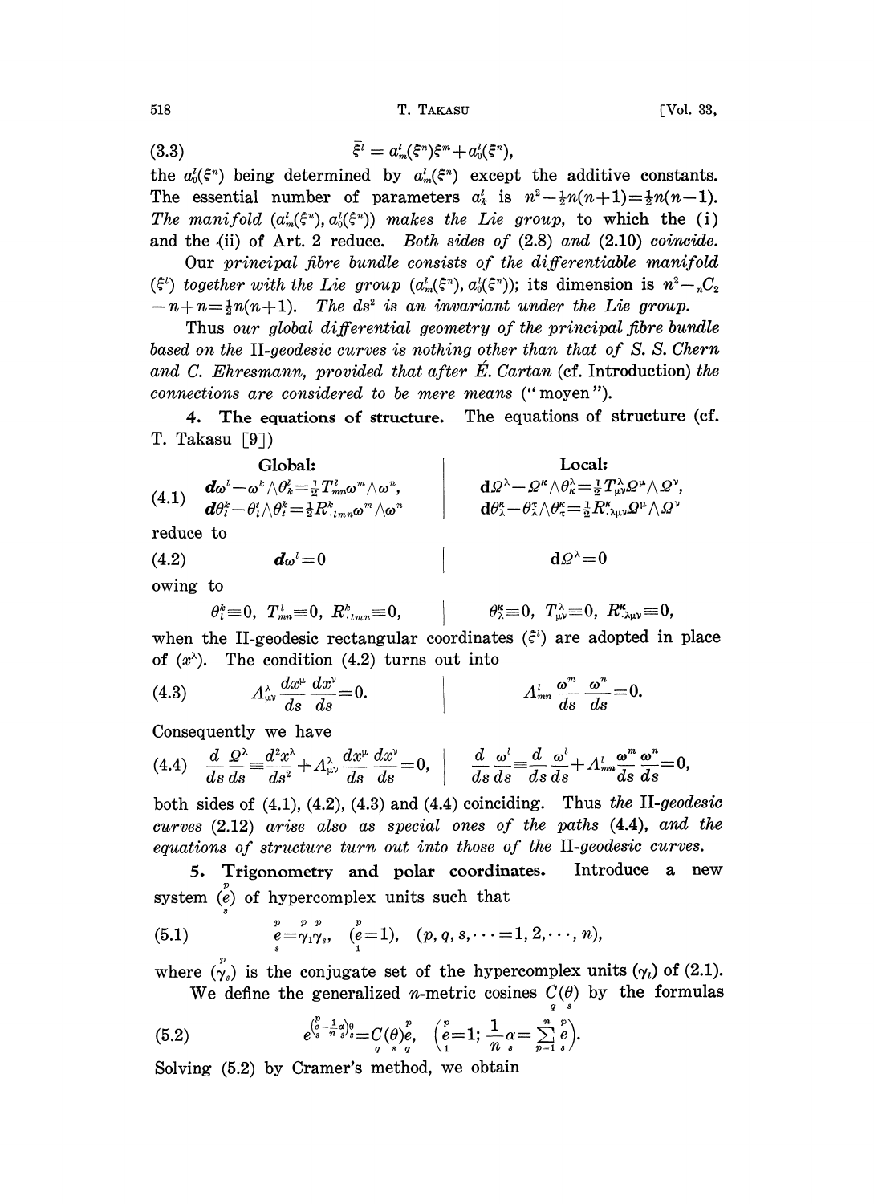$$\bar{\xi}^l = a^l_m(\xi^n)\xi^m + a^l_0(\xi^n), \tag{3.3}$$

the $a^l_0(\xi^n)$ being determined by $a^l_m(\xi^n)$ except the additive constants. The essential number of parameters $a^l_k$ is $n^2 - \frac{1}{2}n(n+1) = \frac{1}{2}n(n-1)$. *The manifold* $(a^l_m(\xi^n), a^l_0(\xi^n))$ *makes the Lie group,* to which the (i) and the (ii) of Art. 2 reduce. *Both sides of* (2.8) *and* (2.10) *coincide.*

Our *principal fibre bundle consists of the differentiable manifold* $(\xi^l)$ *together with the Lie group* $(a^l_m(\xi^n), a^l_0(\xi^n))$; *its dimension is* $n^2 - {}_nC_2 - n + n = \frac{1}{2}n(n+1)$. *The* $ds^2$ *is an invariant under the Lie group.*

Thus *our global differential geometry of the principal fibre bundle based on the* II*-geodesic curves is nothing other than that of S. S. Chern and C. Ehresmann, provided that after É. Cartan* (cf. Introduction) *the connections are considered to be mere means* ("moyen").

**4. The equations of structure.** The equations of structure (cf. T. Takasu [9])

Global:

$$\boldsymbol{d}\omega^l - \omega^k \wedge \theta^l_k = \tfrac{1}{2}T^l_{mn}\omega^m \wedge \omega^n, \qquad \boldsymbol{d}\theta^k_l - \theta^t_l \wedge \theta^k_t = \tfrac{1}{2}R^k_{\cdot lmn}\omega^m \wedge \omega^n \tag{4.1}$$

Local:

$$\mathrm{d}\Omega^\lambda - \Omega^\kappa \wedge \theta^\lambda_\kappa = \tfrac{1}{2}T^\lambda_{\mu\nu}\Omega^\mu \wedge \Omega^\nu, \qquad \mathrm{d}\theta^\kappa_\lambda - \theta^\tau_\lambda \wedge \theta^\kappa_\tau = \tfrac{1}{2}R^\kappa_{\cdot\lambda\mu\nu}\Omega^\mu \wedge \Omega^\nu$$

reduce to

$$\boldsymbol{d}\omega^l = 0 \qquad\Big|\qquad \mathrm{d}\Omega^\lambda = 0 \tag{4.2}$$

owing to

$$\theta^k_l \equiv 0,\ T^l_{mn} \equiv 0,\ R^k_{\cdot lmn} \equiv 0, \qquad\Big|\qquad \theta^\kappa_\lambda \equiv 0,\ T^\lambda_{\mu\nu} \equiv 0,\ R^\kappa_{\cdot\lambda\mu\nu} \equiv 0,$$

when the II-geodesic rectangular coordinates $(\xi^l)$ are adopted in place of $(x^\lambda)$. The condition (4.2) turns out into

$$\Lambda^\lambda_{\mu\nu}\frac{dx^\mu}{ds}\frac{dx^\nu}{ds} = 0. \qquad\Big|\qquad \Lambda^l_{mn}\frac{\omega^m}{ds}\frac{\omega^n}{ds} = 0. \tag{4.3}$$

Consequently we have

$$\frac{d}{ds}\frac{\Omega^\lambda}{ds} \equiv \frac{d^2x^\lambda}{ds^2} + \Lambda^\lambda_{\mu\nu}\frac{dx^\mu}{ds}\frac{dx^\nu}{ds} = 0, \qquad\Big|\qquad \frac{d}{ds}\frac{\omega^l}{ds} \equiv \frac{d}{ds}\frac{\omega^l}{ds} + \Lambda^l_{mn}\frac{\omega^m}{ds}\frac{\omega^n}{ds} = 0, \tag{4.4}$$

both sides of (4.1), (4.2), (4.3) and (4.4) coinciding. Thus *the* II*-geodesic curves* (2.12) *arise also as special ones of the paths* (4.4), *and the equations of structure turn out into those of the* II*-geodesic curves.*

**5. Trigonometry and polar coordinates.** Introduce a new system $(\overset{p}{\underset{s}{e}})$ of hypercomplex units such that

$$\overset{p}{\underset{s}{e}} = \overset{p}{\gamma_1}\overset{p}{\gamma_s}, \quad (\overset{p}{\underset{1}{e}} = 1), \quad (p, q, s, \cdots = 1, 2, \cdots, n), \tag{5.1}$$

where $(\overset{p}{\gamma_s})$ is the conjugate set of the hypercomplex units $(\gamma_l)$ of (2.1).

We define the generalized $n$-metric cosines $\underset{q}{C}(\underset{s}{\theta})$ by the formulas

$$e^{\left(\overset{p}{\underset{s}{e}} - \frac{1}{n}\underset{s}{\alpha}\right)\underset{s}{\theta}} = \underset{q}{C}(\underset{s}{\theta})\overset{p}{\underset{q}{e}}, \quad \left(\overset{p}{\underset{1}{e}} = 1;\ \frac{1}{n}\underset{s}{\alpha} = \sum_{p=1}^{n}\overset{p}{\underset{s}{e}}\right). \tag{5.2}$$

Solving (5.2) by Cramer's method, we obtain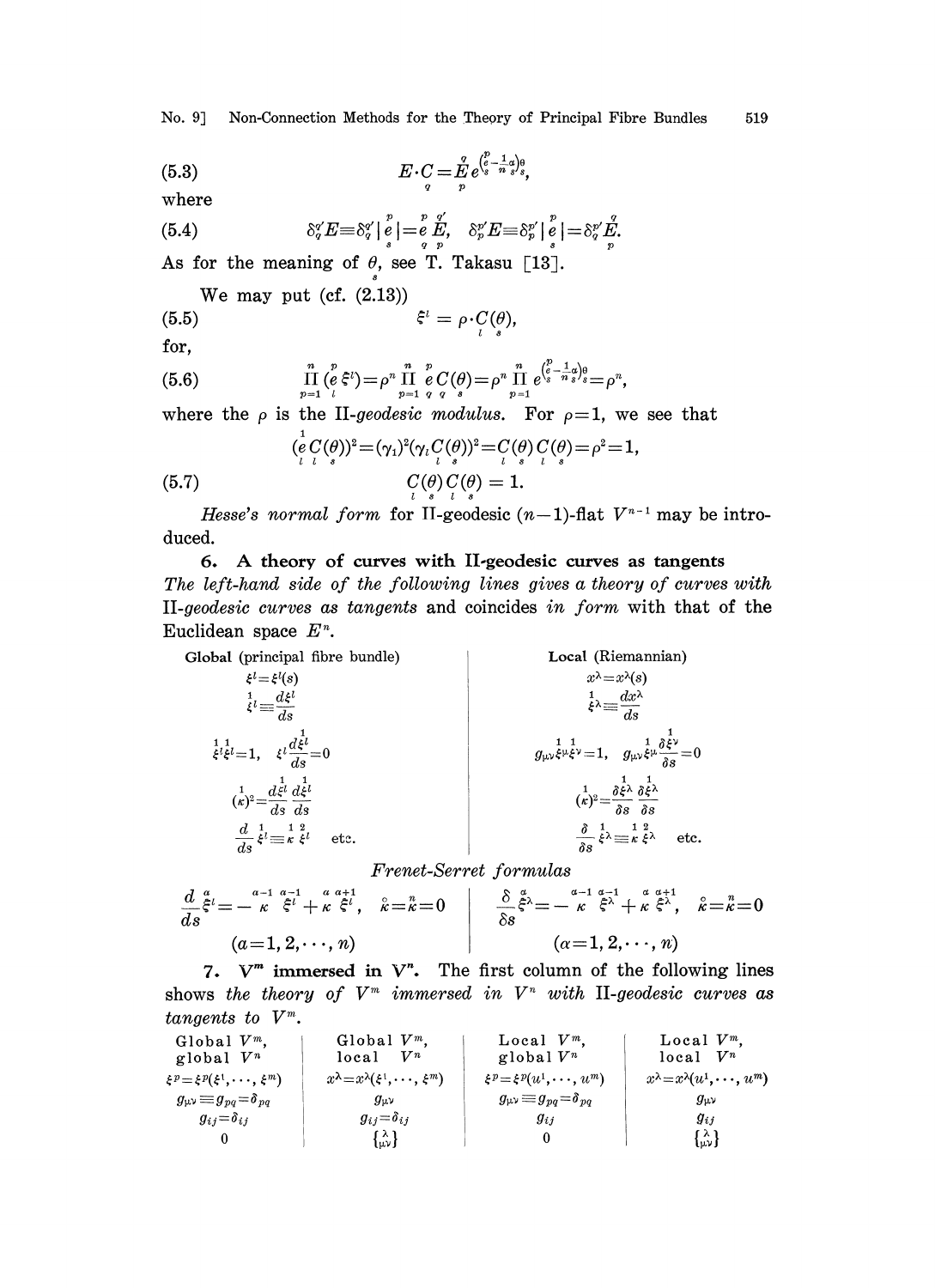$$E \cdot C = \underset{q}{\overset{q}{E}} \underset{p}{e}^{\left(\underset{s}{\overset{p}{e}} - \frac{1}{n} \underset{s}{\alpha}\right) \underset{s}{\theta}}, \tag{5.3}$$

where

$$\delta_q^{q'} E \equiv \delta_q^{q'} \,|\, \underset{s}{\overset{p}{e}} \,| = \underset{q}{\overset{p}{e}} \underset{p}{\overset{q'}{E}}, \quad \delta_p^{p'} E \equiv \delta_p^{p'} \,|\, \underset{s}{\overset{p}{e}} \,| = \delta_q^{p'} \underset{p}{\overset{q}{E}}. \tag{5.4}$$

As for the meaning of $\underset{s}{\theta}$, see T. Takasu [13].

We may put (cf. (2.13))

$$\xi^l = \rho \cdot \underset{l}{C}(\underset{s}{\theta}), \tag{5.5}$$

for,

$$\prod_{p=1}^{n} (\underset{l}{\overset{p}{e}} \xi^l) = \rho^n \prod_{p=1}^{n} \underset{q}{\overset{p}{e}} \underset{q}{C}(\underset{s}{\theta}) = \rho^n \prod_{p=1}^{n} e^{\left(\underset{s}{\overset{p}{e}} - \frac{1}{n} \underset{s}{\alpha}\right) \underset{s}{\theta}} = \rho^n, \tag{5.6}$$

where the $\rho$ is the $\Pi$-*geodesic modulus*. For $\rho = 1$, we see that

$$(\underset{l}{\overset{1}{e}} \underset{l}{C}(\underset{s}{\theta}))^2 = (\gamma_1)^2 (\gamma_l \underset{l}{C}(\underset{s}{\theta}))^2 = \underset{l}{C}(\underset{s}{\theta}) \underset{l}{C}(\underset{s}{\theta}) = \rho^2 = 1,$$

$$\underset{l}{C}(\underset{s}{\theta}) \underset{l}{C}(\underset{s}{\theta}) = 1. \tag{5.7}$$

*Hesse's normal form* for $\Pi$-geodesic $(n-1)$-flat $V^{n-1}$ may be introduced.

## 6. A theory of curves with $\Pi$-geodesic curves as tangents

*The left-hand side of the following lines gives a theory of curves with* $\Pi$-*geodesic curves as tangents* and coincides *in form* with that of the Euclidean space $E^n$.

| Global (principal fibre bundle) | Local (Riemannian) |
|---|---|
| $\xi^l = \xi^l(s)$ | $x^\lambda = x^\lambda(s)$ |
| $\overset{1}{\xi}{}^l \equiv \dfrac{d\xi^l}{ds}$ | $\overset{1}{\xi}{}^\lambda \equiv \dfrac{dx^\lambda}{ds}$ |
| $\overset{1}{\xi}{}^l \overset{1}{\xi}{}^l = 1, \quad \overset{1}{\xi}{}^l \dfrac{d\overset{1}{\xi}{}^l}{ds} = 0$ | $g_{\mu\nu} \overset{1}{\xi}{}^\mu \overset{1}{\xi}{}^\nu = 1, \quad g_{\mu\nu} \overset{1}{\xi}{}^\mu \dfrac{\delta \overset{1}{\xi}{}^\nu}{\delta s} = 0$ |
| $(\overset{1}{\kappa})^2 = \dfrac{d\overset{1}{\xi}{}^l}{ds} \dfrac{d\overset{1}{\xi}{}^l}{ds}$ | $(\overset{1}{\kappa})^2 = \dfrac{\delta \overset{1}{\xi}{}^\lambda}{\delta s} \dfrac{\delta \overset{1}{\xi}{}^\lambda}{\delta s}$ |
| $\dfrac{d}{ds} \overset{1}{\xi}{}^l \equiv \overset{1}{\kappa} \overset{2}{\xi}{}^l$ etc. | $\dfrac{\delta}{\delta s} \overset{1}{\xi}{}^\lambda \equiv \overset{1}{\kappa} \overset{2}{\xi}{}^\lambda$ etc. |

*Frenet-Serret formulas*

| | |
|---|---|
| $\dfrac{d}{ds} \overset{a}{\xi}{}^l = -\overset{a-1}{\kappa} \overset{a-1}{\xi}{}^l + \overset{a}{\kappa} \overset{a+1}{\xi}{}^l, \quad \overset{\circ}{\kappa} = \overset{n}{\kappa} = 0$ | $\dfrac{\delta}{\delta s} \overset{\alpha}{\xi}{}^\lambda = -\overset{\alpha-1}{\kappa} \overset{\alpha-1}{\xi}{}^\lambda + \overset{\alpha}{\kappa} \overset{\alpha+1}{\xi}{}^\lambda, \quad \overset{\circ}{\kappa} = \overset{n}{\kappa} = 0$ |
| $(a = 1, 2, \cdots, n)$ | $(\alpha = 1, 2, \cdots, n)$ |

## 7. $V^m$ immersed in $V^n$.

The first column of the following lines shows *the theory of* $V^m$ *immersed in* $V^n$ *with* $\Pi$-*geodesic curves as tangents to* $V^m$.

| Global $V^m$, global $V^n$ | Global $V^m$, local $V^n$ | Local $V^m$, global $V^n$ | Local $V^m$, local $V^n$ |
|---|---|---|---|
| $\xi^p = \xi^p(\xi^1, \cdots, \xi^m)$ | $x^\lambda = x^\lambda(\xi^1, \cdots, \xi^m)$ | $\xi^p = \xi^p(u^1, \cdots, u^m)$ | $x^\lambda = x^\lambda(u^1, \cdots, u^m)$ |
| $g_{\mu\nu} \equiv g_{pq} = \delta_{pq}$ | $g_{\mu\nu}$ | $g_{\mu\nu} \equiv g_{pq} = \delta_{pq}$ | $g_{\mu\nu}$ |
| $g_{ij} = \delta_{ij}$ | $g_{ij} = \delta_{ij}$ | $g_{ij}$ | $g_{ij}$ |
| $0$ | $\left\{ {\lambda \atop \mu\nu} \right\}$ | $0$ | $\left\{ {\lambda \atop \mu\nu} \right\}$ |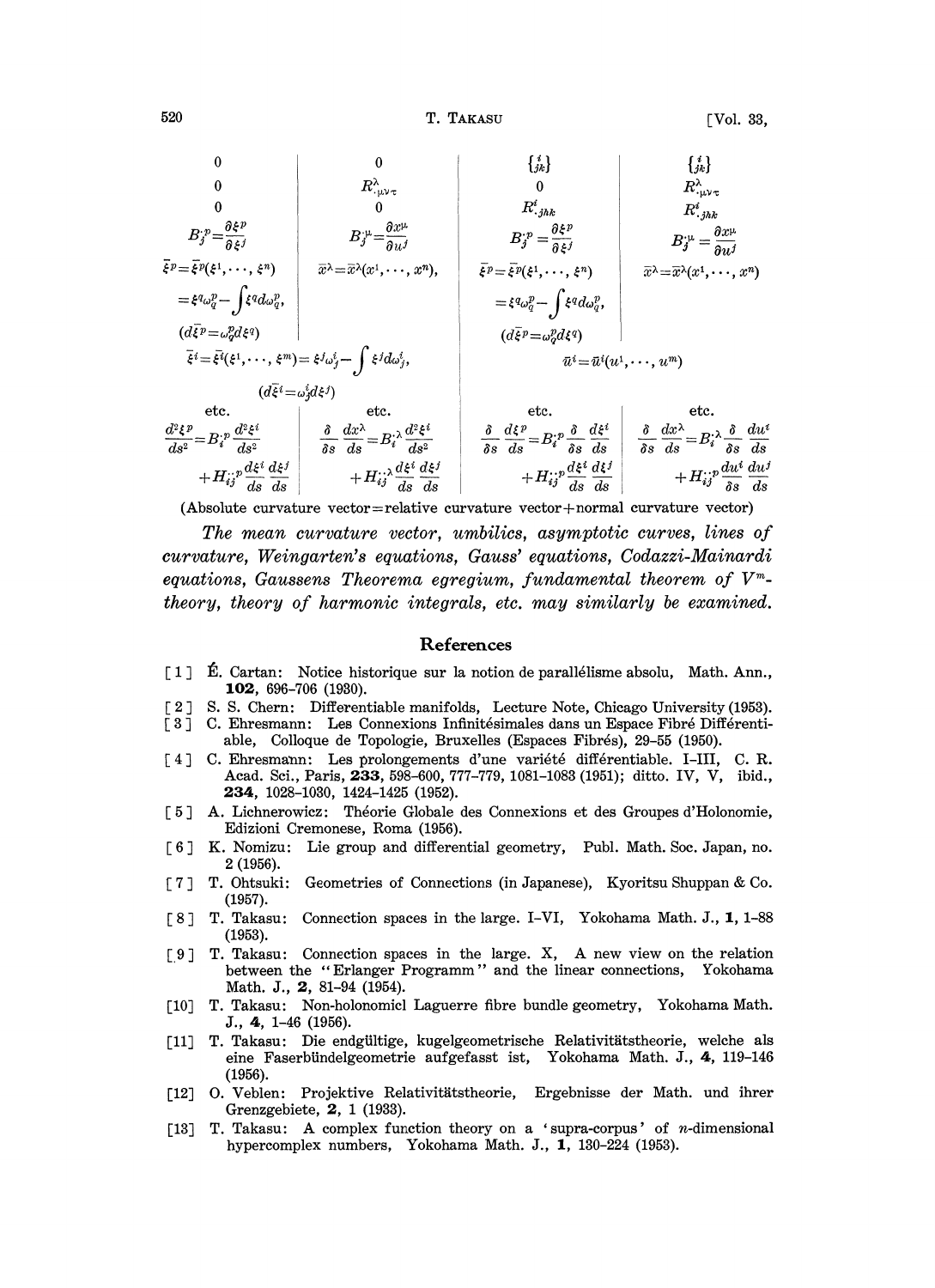| | | | |
|---|---|---|---|
| $0$ | $0$ | $\{^{i}_{jk}\}$ | $\{^{i}_{jk}\}$ |
| $0$ | $R^{\lambda}_{\cdot\mu\nu\tau}$ | $0$ | $R^{\lambda}_{\cdot\mu\nu\tau}$ |
| $0$ | $0$ | $R^{i}_{\cdot jhk}$ | $R^{i}_{\cdot jhk}$ |
| $B^{\cdot p}_{j}=\frac{\partial\xi^{p}}{\partial\xi^{j}}$ | $B^{\cdot\mu}_{j}=\frac{\partial x^{\mu}}{\partial u^{j}}$ | $B^{\cdot p}_{j}=\frac{\partial\xi^{p}}{\partial\xi^{j}}$ | $B^{\cdot\mu}_{j}=\frac{\partial x^{\mu}}{\partial u^{j}}$ |
| $\bar{\xi}^{p}=\bar{\xi}^{p}(\xi^{1},\cdots,\xi^{n})$ $=\xi^{q}\omega^{p}_{q}-\int\xi^{q}d\omega^{p}_{q},$ $(d\bar{\xi}^{p}=\omega^{p}_{q}d\xi^{q})$ | $\bar{x}^{\lambda}=\bar{x}^{\lambda}(x^{1},\cdots,x^{n}),$ | $\bar{\xi}^{p}=\bar{\xi}^{p}(\xi^{1},\cdots,\xi^{n})$ $=\xi^{q}\omega^{p}_{q}-\int\xi^{q}d\omega^{p}_{q},$ $(d\bar{\xi}^{p}=\omega^{p}_{q}d\xi^{q})$ | $\bar{x}^{\lambda}=\bar{x}^{\lambda}(x^{1},\cdots,x^{n})$ |
| $\bar{\xi}^{i}=\bar{\xi}^{i}(\xi^{1},\cdots,\xi^{m})=\xi^{j}\omega^{i}_{j}-\int\xi^{j}d\omega^{i}_{j},$ $(d\bar{\xi}^{i}=\omega^{i}_{j}d\xi^{j})$ | | $\bar{u}^{i}=\bar{u}^{i}(u^{1},\cdots,u^{m})$ | |
| etc. | etc. | etc. | etc. |
| $\frac{d^{2}\xi^{p}}{ds^{2}}=B^{\cdot p}_{i}\frac{d^{2}\xi^{i}}{ds^{2}}+H^{\cdot\cdot p}_{ij}\frac{d\xi^{i}}{ds}\frac{d\xi^{j}}{ds}$ | $\frac{\delta}{\delta s}\frac{dx^{\lambda}}{ds}=B^{\cdot\lambda}_{i}\frac{d^{2}\xi^{i}}{ds^{2}}+H^{\cdot\cdot\lambda}_{ij}\frac{d\xi^{i}}{ds}\frac{d\xi^{j}}{ds}$ | $\frac{\delta}{\delta s}\frac{d\xi^{p}}{ds}=B^{\cdot p}_{i}\frac{\delta}{\delta s}\frac{d\xi^{i}}{ds}+H^{\cdot\cdot p}_{ij}\frac{d\xi^{i}}{ds}\frac{d\xi^{j}}{ds}$ | $\frac{\delta}{\delta s}\frac{dx^{\lambda}}{ds}=B^{\cdot\lambda}_{i}\frac{\delta}{\delta s}\frac{du^{i}}{ds}+H^{\cdot\cdot p}_{ij}\frac{du^{i}}{\delta s}\frac{du^{j}}{ds}$ |

(Absolute curvature vector = relative curvature vector + normal curvature vector)

*The mean curvature vector, umbilics, asymptotic curves, lines of curvature, Weingarten's equations, Gauss' equations, Codazzi-Mainardi equations, Gaussens Theorema egregium, fundamental theorem of $V^m$-theory, theory of harmonic integrals, etc. may similarly be examined.*

## References

[1] É. Cartan: Notice historique sur la notion de parallélisme absolu, Math. Ann., **102**, 696–706 (1930).

[2] S. S. Chern: Differentiable manifolds, Lecture Note, Chicago University (1953).

[3] C. Ehresmann: Les Connexions Infinitésimales dans un Espace Fibré Différentiable, Colloque de Topologie, Bruxelles (Espaces Fibrés), 29–55 (1950).

[4] C. Ehresmann: Les prolongements d'une variété différentiable. I–III, C. R. Acad. Sci., Paris, **233**, 598–600, 777–779, 1081–1083 (1951); ditto. IV, V, ibid., **234**, 1028–1030, 1424–1425 (1952).

[5] A. Lichnerowicz: Théorie Globale des Connexions et des Groupes d'Holonomie, Edizioni Cremonese, Roma (1956).

[6] K. Nomizu: Lie group and differential geometry, Publ. Math. Soc. Japan, no. 2 (1956).

[7] T. Ohtsuki: Geometries of Connections (in Japanese), Kyoritsu Shuppan & Co. (1957).

[8] T. Takasu: Connection spaces in the large. I–VI, Yokohama Math. J., **1**, 1–88 (1953).

[9] T. Takasu: Connection spaces in the large. X, A new view on the relation between the "Erlanger Programm" and the linear connections, Yokohama Math. J., **2**, 81–94 (1954).

[10] T. Takasu: Non-holonomicl Laguerre fibre bundle geometry, Yokohama Math. J., **4**, 1–46 (1956).

[11] T. Takasu: Die endgültige, kugelgeometrische Relativitätstheorie, welche als eine Faserbündelgeometrie aufgefasst ist, Yokohama Math. J., **4**, 119–146 (1956).

[12] O. Veblen: Projektive Relativitätstheorie, Ergebnisse der Math. und ihrer Grenzgebiete, **2**, 1 (1933).

[13] T. Takasu: A complex function theory on a 'supra-corpus' of $n$-dimensional hypercomplex numbers, Yokohama Math. J., **1**, 130–224 (1953).